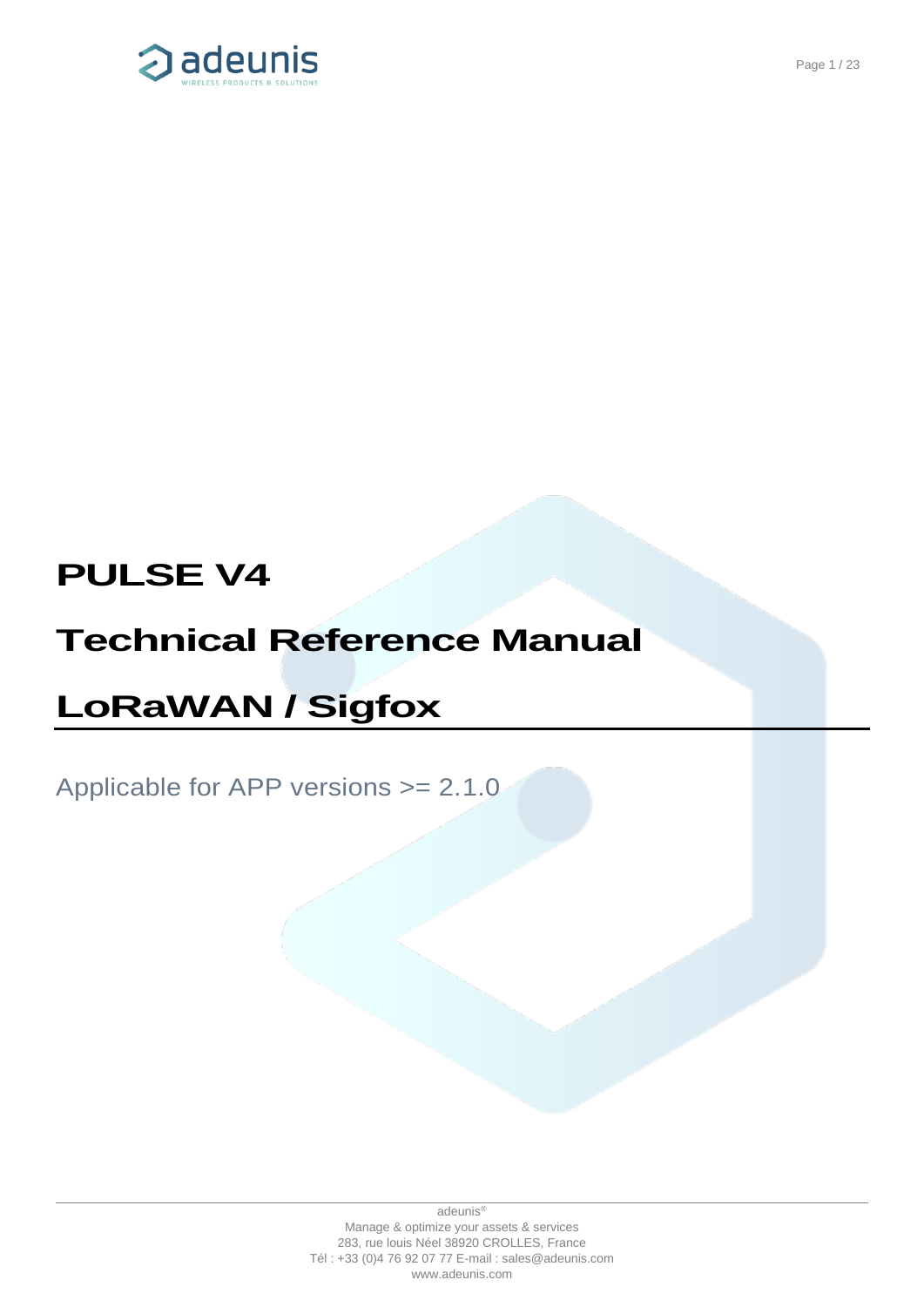# PULSE V4

# Technical Reference Manual

# LoRaWAN / Sigfox

Applicable for APP versions >= 2.1.0

adeunis®
Manage & optimize your assets & services
283, rue louis Néel 38920 CROLLES, France
Tél : +33 (0)4 76 92 07 77 E-mail : sales@adeunis.com
www.adeunis.com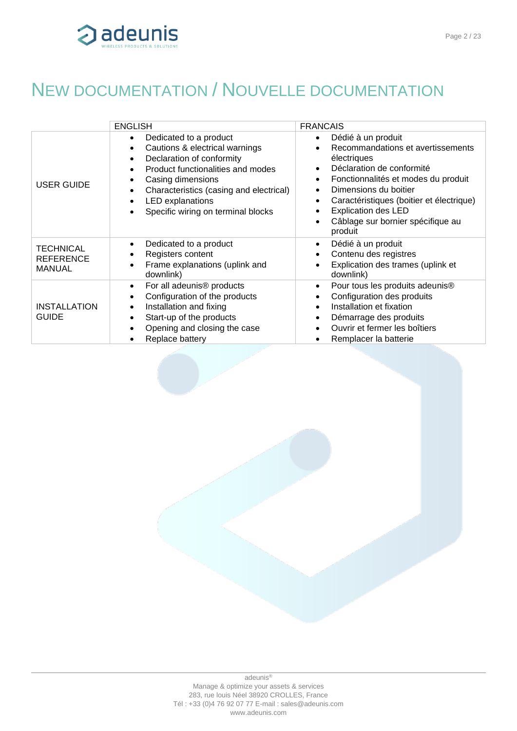# NEW DOCUMENTATION / NOUVELLE DOCUMENTATION

| | ENGLISH | FRANCAIS |
|---|---|---|
| USER GUIDE | • Dedicated to a product<br>• Cautions & electrical warnings<br>• Declaration of conformity<br>• Product functionalities and modes<br>• Casing dimensions<br>• Characteristics (casing and electrical)<br>• LED explanations<br>• Specific wiring on terminal blocks | • Dédié à un produit<br>• Recommandations et avertissements électriques<br>• Déclaration de conformité<br>• Fonctionnalités et modes du produit<br>• Dimensions du boitier<br>• Caractéristiques (boitier et électrique)<br>• Explication des LED<br>• Câblage sur bornier spécifique au produit |
| TECHNICAL REFERENCE MANUAL | • Dedicated to a product<br>• Registers content<br>• Frame explanations (uplink and downlink) | • Dédié à un produit<br>• Contenu des registres<br>• Explication des trames (uplink et downlink) |
| INSTALLATION GUIDE | • For all adeunis® products<br>• Configuration of the products<br>• Installation and fixing<br>• Start-up of the products<br>• Opening and closing the case<br>• Replace battery | • Pour tous les produits adeunis®<br>• Configuration des produits<br>• Installation et fixation<br>• Démarrage des produits<br>• Ouvrir et fermer les boîtiers<br>• Remplacer la batterie |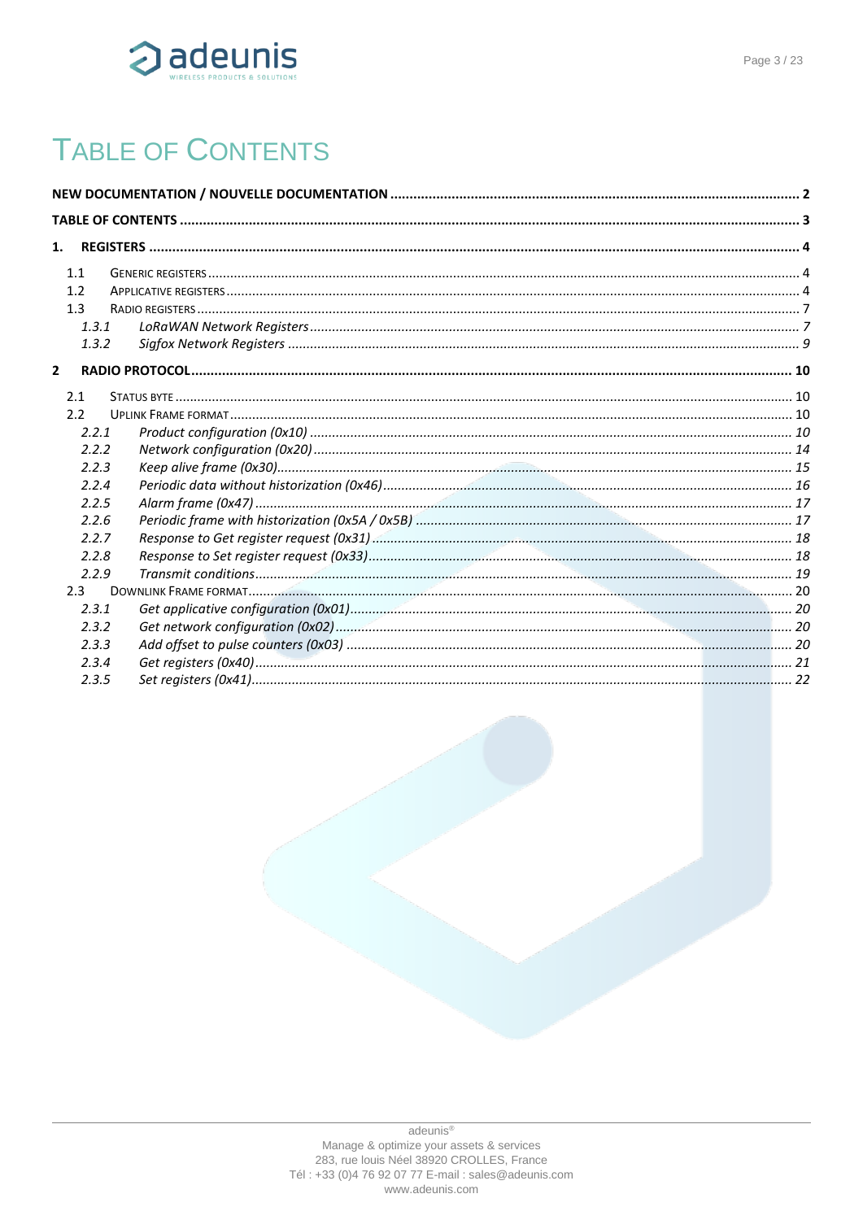# Table of Contents

**NEW DOCUMENTATION / NOUVELLE DOCUMENTATION** ..... 2

**TABLE OF CONTENTS** ..... 3

**1. REGISTERS** ..... 4

- 1.1 Generic registers ..... 4
- 1.2 Applicative registers ..... 4
- 1.3 Radio registers ..... 7
  - *1.3.1 LoRaWAN Network Registers ..... 7*
  - *1.3.2 Sigfox Network Registers ..... 9*

**2 RADIO PROTOCOL** ..... 10

- 2.1 Status byte ..... 10
- 2.2 Uplink Frame format ..... 10
  - *2.2.1 Product configuration (0x10) ..... 10*
  - *2.2.2 Network configuration (0x20) ..... 14*
  - *2.2.3 Keep alive frame (0x30) ..... 15*
  - *2.2.4 Periodic data without historization (0x46) ..... 16*
  - *2.2.5 Alarm frame (0x47) ..... 17*
  - *2.2.6 Periodic frame with historization (0x5A / 0x5B) ..... 17*
  - *2.2.7 Response to Get register request (0x31) ..... 18*
  - *2.2.8 Response to Set register request (0x33) ..... 18*
  - *2.2.9 Transmit conditions ..... 19*
- 2.3 Downlink Frame format ..... 20
  - *2.3.1 Get applicative configuration (0x01) ..... 20*
  - *2.3.2 Get network configuration (0x02) ..... 20*
  - *2.3.3 Add offset to pulse counters (0x03) ..... 20*
  - *2.3.4 Get registers (0x40) ..... 21*
  - *2.3.5 Set registers (0x41) ..... 22*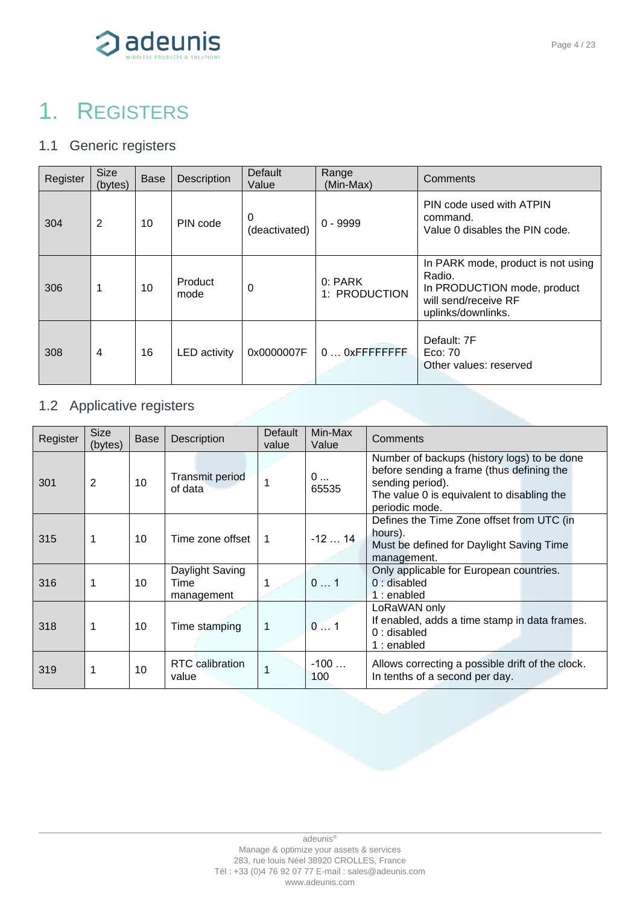# 1. REGISTERS

## 1.1 Generic registers

| Register | Size (bytes) | Base | Description | Default Value | Range (Min-Max) | Comments |
|---|---|---|---|---|---|---|
| 304 | 2 | 10 | PIN code | 0 (deactivated) | 0 - 9999 | PIN code used with ATPIN command.<br>Value 0 disables the PIN code. |
| 306 | 1 | 10 | Product mode | 0 | 0: PARK<br>1: PRODUCTION | In PARK mode, product is not using Radio.<br>In PRODUCTION mode, product will send/receive RF uplinks/downlinks. |
| 308 | 4 | 16 | LED activity | 0x0000007F | 0 … 0xFFFFFFFF | Default: 7F<br>Eco: 70<br>Other values: reserved |

## 1.2 Applicative registers

| Register | Size (bytes) | Base | Description | Default value | Min-Max Value | Comments |
|---|---|---|---|---|---|---|
| 301 | 2 | 10 | Transmit period of data | 1 | 0 … 65535 | Number of backups (history logs) to be done before sending a frame (thus defining the sending period).<br>The value 0 is equivalent to disabling the periodic mode. |
| 315 | 1 | 10 | Time zone offset | 1 | -12 … 14 | Defines the Time Zone offset from UTC (in hours).<br>Must be defined for Daylight Saving Time management. |
| 316 | 1 | 10 | Daylight Saving Time management | 1 | 0 … 1 | Only applicable for European countries.<br>0 : disabled<br>1 : enabled |
| 318 | 1 | 10 | Time stamping | 1 | 0 … 1 | LoRaWAN only<br>If enabled, adds a time stamp in data frames.<br>0 : disabled<br>1 : enabled |
| 319 | 1 | 10 | RTC calibration value | 1 | -100 … 100 | Allows correcting a possible drift of the clock.<br>In tenths of a second per day. |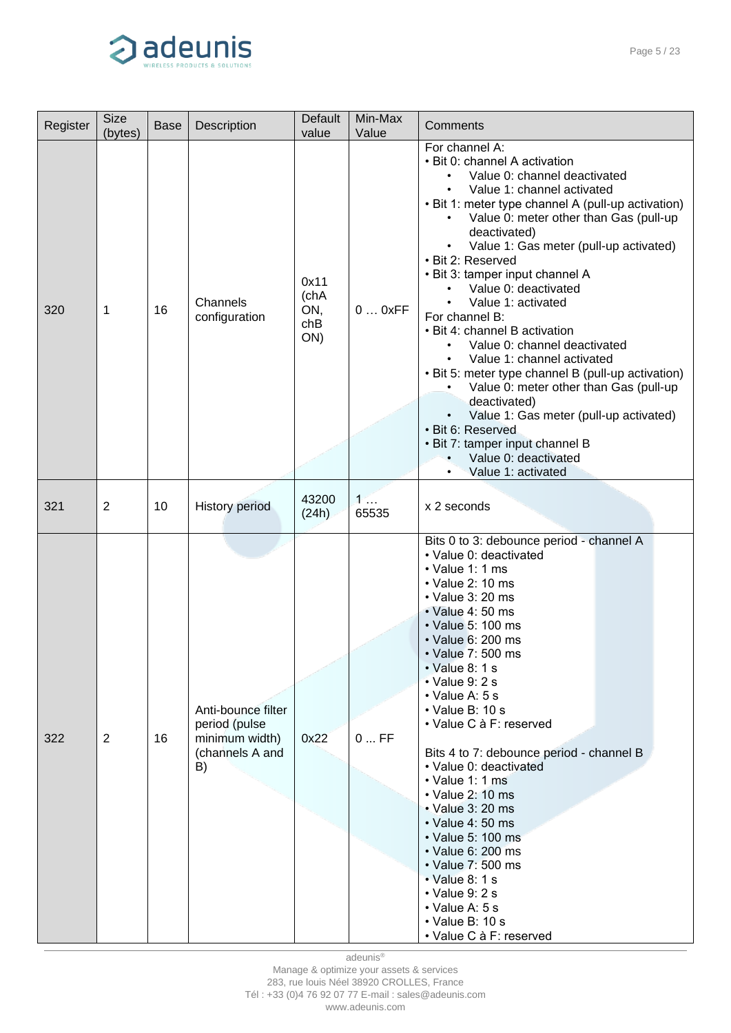| Register | Size (bytes) | Base | Description | Default value | Min-Max Value | Comments |
|---|---|---|---|---|---|---|
| 320 | 1 | 16 | Channels configuration | 0x11 (chA ON, chB ON) | 0 … 0xFF | For channel A:<br>• Bit 0: channel A activation<br>  • Value 0: channel deactivated<br>  • Value 1: channel activated<br>• Bit 1: meter type channel A (pull-up activation)<br>  • Value 0: meter other than Gas (pull-up deactivated)<br>  • Value 1: Gas meter (pull-up activated)<br>• Bit 2: Reserved<br>• Bit 3: tamper input channel A<br>  • Value 0: deactivated<br>  • Value 1: activated<br>For channel B:<br>• Bit 4: channel B activation<br>  • Value 0: channel deactivated<br>  • Value 1: channel activated<br>• Bit 5: meter type channel B (pull-up activation)<br>  • Value 0: meter other than Gas (pull-up deactivated)<br>  • Value 1: Gas meter (pull-up activated)<br>• Bit 6: Reserved<br>• Bit 7: tamper input channel B<br>  • Value 0: deactivated<br>  • Value 1: activated |
| 321 | 2 | 10 | History period | 43200 (24h) | 1 … 65535 | x 2 seconds |
| 322 | 2 | 16 | Anti-bounce filter period (pulse minimum width) (channels A and B) | 0x22 | 0 ... FF | Bits 0 to 3: debounce period - channel A<br>• Value 0: deactivated<br>• Value 1: 1 ms<br>• Value 2: 10 ms<br>• Value 3: 20 ms<br>• Value 4: 50 ms<br>• Value 5: 100 ms<br>• Value 6: 200 ms<br>• Value 7: 500 ms<br>• Value 8: 1 s<br>• Value 9: 2 s<br>• Value A: 5 s<br>• Value B: 10 s<br>• Value C à F: reserved<br><br>Bits 4 to 7: debounce period - channel B<br>• Value 0: deactivated<br>• Value 1: 1 ms<br>• Value 2: 10 ms<br>• Value 3: 20 ms<br>• Value 4: 50 ms<br>• Value 5: 100 ms<br>• Value 6: 200 ms<br>• Value 7: 500 ms<br>• Value 8: 1 s<br>• Value 9: 2 s<br>• Value A: 5 s<br>• Value B: 10 s<br>• Value C à F: reserved |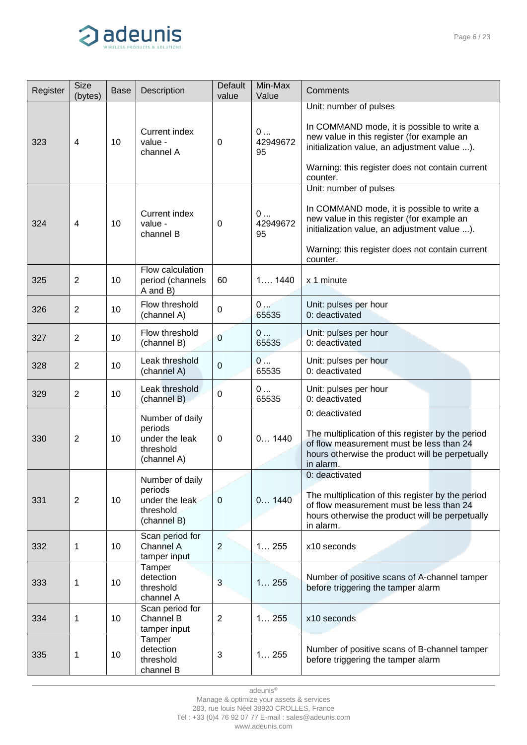| Register | Size (bytes) | Base | Description | Default value | Min-Max Value | Comments |
|---|---|---|---|---|---|---|
| 323 | 4 | 10 | Current index value - channel A | 0 | 0 … 4294967295 | Unit: number of pulses<br><br>In COMMAND mode, it is possible to write a new value in this register (for example an initialization value, an adjustment value ...).<br><br>Warning: this register does not contain current counter. |
| 324 | 4 | 10 | Current index value - channel B | 0 | 0 … 4294967295 | Unit: number of pulses<br><br>In COMMAND mode, it is possible to write a new value in this register (for example an initialization value, an adjustment value ...).<br><br>Warning: this register does not contain current counter. |
| 325 | 2 | 10 | Flow calculation period (channels A and B) | 60 | 1…. 1440 | x 1 minute |
| 326 | 2 | 10 | Flow threshold (channel A) | 0 | 0 … 65535 | Unit: pulses per hour<br>0: deactivated |
| 327 | 2 | 10 | Flow threshold (channel B) | 0 | 0 … 65535 | Unit: pulses per hour<br>0: deactivated |
| 328 | 2 | 10 | Leak threshold (channel A) | 0 | 0 … 65535 | Unit: pulses per hour<br>0: deactivated |
| 329 | 2 | 10 | Leak threshold (channel B) | 0 | 0 … 65535 | Unit: pulses per hour<br>0: deactivated |
| 330 | 2 | 10 | Number of daily periods under the leak threshold (channel A) | 0 | 0… 1440 | 0: deactivated<br><br>The multiplication of this register by the period of flow measurement must be less than 24 hours otherwise the product will be perpetually in alarm. |
| 331 | 2 | 10 | Number of daily periods under the leak threshold (channel B) | 0 | 0… 1440 | 0: deactivated<br><br>The multiplication of this register by the period of flow measurement must be less than 24 hours otherwise the product will be perpetually in alarm. |
| 332 | 1 | 10 | Scan period for Channel A tamper input | 2 | 1… 255 | x10 seconds |
| 333 | 1 | 10 | Tamper detection threshold channel A | 3 | 1… 255 | Number of positive scans of A-channel tamper before triggering the tamper alarm |
| 334 | 1 | 10 | Scan period for Channel B tamper input | 2 | 1… 255 | x10 seconds |
| 335 | 1 | 10 | Tamper detection threshold channel B | 3 | 1… 255 | Number of positive scans of B-channel tamper before triggering the tamper alarm |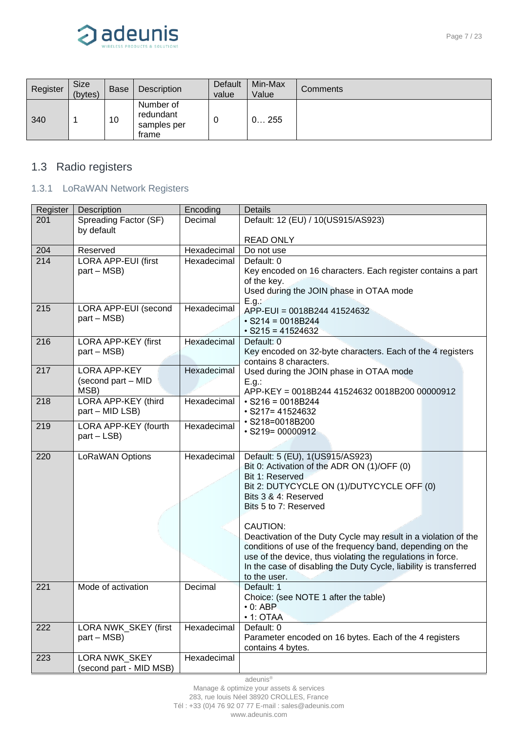| Register | Size (bytes) | Base | Description | Default value | Min-Max Value | Comments |
|---|---|---|---|---|---|---|
| 340 | 1 | 10 | Number of redundant samples per frame | 0 | 0… 255 | |

## 1.3 Radio registers

### 1.3.1 LoRaWAN Network Registers

| Register | Description | Encoding | Details |
|---|---|---|---|
| 201 | Spreading Factor (SF) by default | Decimal | Default: 12 (EU) / 10(US915/AS923)<br><br>READ ONLY |
| 204 | Reserved | Hexadecimal | Do not use |
| 214 | LORA APP-EUI (first part – MSB) | Hexadecimal | Default: 0<br>Key encoded on 16 characters. Each register contains a part of the key.<br>Used during the JOIN phase in OTAA mode<br>E.g.:<br>APP-EUI = 0018B244 41524632<br>• S214 = 0018B244<br>• S215 = 41524632 |
| 215 | LORA APP-EUI (second part – MSB) | Hexadecimal | |
| 216 | LORA APP-KEY (first part – MSB) | Hexadecimal | Default: 0<br>Key encoded on 32-byte characters. Each of the 4 registers contains 8 characters.<br>Used during the JOIN phase in OTAA mode<br>E.g.:<br>APP-KEY = 0018B244 41524632 0018B200 00000912<br>• S216 = 0018B244<br>• S217= 41524632<br>• S218=0018B200<br>• S219= 00000912 |
| 217 | LORA APP-KEY (second part – MID MSB) | Hexadecimal | |
| 218 | LORA APP-KEY (third part – MID LSB) | Hexadecimal | |
| 219 | LORA APP-KEY (fourth part – LSB) | Hexadecimal | |
| 220 | LoRaWAN Options | Hexadecimal | Default: 5 (EU), 1(US915/AS923)<br>Bit 0: Activation of the ADR ON (1)/OFF (0)<br>Bit 1: Reserved<br>Bit 2: DUTYCYCLE ON (1)/DUTYCYCLE OFF (0)<br>Bits 3 & 4: Reserved<br>Bits 5 to 7: Reserved<br><br>CAUTION:<br>Deactivation of the Duty Cycle may result in a violation of the conditions of use of the frequency band, depending on the use of the device, thus violating the regulations in force.<br>In the case of disabling the Duty Cycle, liability is transferred to the user. |
| 221 | Mode of activation | Decimal | Default: 1<br>Choice: (see NOTE 1 after the table)<br>• 0: ABP<br>• 1: OTAA |
| 222 | LORA NWK_SKEY (first part – MSB) | Hexadecimal | Default: 0<br>Parameter encoded on 16 bytes. Each of the 4 registers contains 4 bytes. |
| 223 | LORA NWK_SKEY (second part - MID MSB) | Hexadecimal | |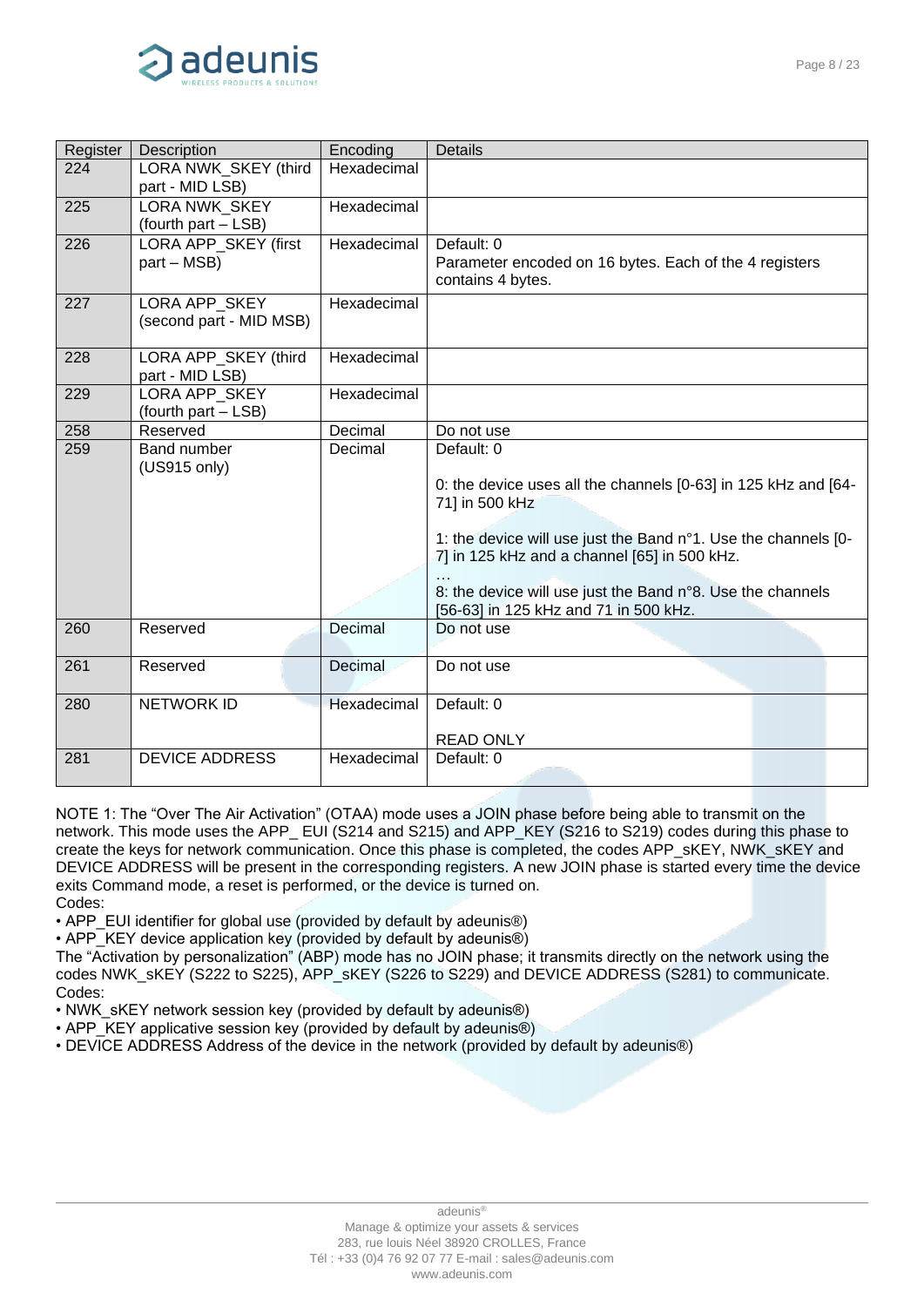| Register | Description | Encoding | Details |
|---|---|---|---|
| 224 | LORA NWK_SKEY (third part - MID LSB) | Hexadecimal | |
| 225 | LORA NWK_SKEY (fourth part – LSB) | Hexadecimal | |
| 226 | LORA APP_SKEY (first part – MSB) | Hexadecimal | Default: 0<br>Parameter encoded on 16 bytes. Each of the 4 registers contains 4 bytes. |
| 227 | LORA APP_SKEY (second part - MID MSB) | Hexadecimal | |
| 228 | LORA APP_SKEY (third part - MID LSB) | Hexadecimal | |
| 229 | LORA APP_SKEY (fourth part – LSB) | Hexadecimal | |
| 258 | Reserved | Decimal | Do not use |
| 259 | Band number (US915 only) | Decimal | Default: 0<br><br>0: the device uses all the channels [0-63] in 125 kHz and [64-71] in 500 kHz<br><br>1: the device will use just the Band n°1. Use the channels [0-7] in 125 kHz and a channel [65] in 500 kHz.<br>…<br>8: the device will use just the Band n°8. Use the channels [56-63] in 125 kHz and 71 in 500 kHz. |
| 260 | Reserved | Decimal | Do not use |
| 261 | Reserved | Decimal | Do not use |
| 280 | NETWORK ID | Hexadecimal | Default: 0<br><br>READ ONLY |
| 281 | DEVICE ADDRESS | Hexadecimal | Default: 0 |

NOTE 1: The "Over The Air Activation" (OTAA) mode uses a JOIN phase before being able to transmit on the network. This mode uses the APP_ EUI (S214 and S215) and APP_KEY (S216 to S219) codes during this phase to create the keys for network communication. Once this phase is completed, the codes APP_sKEY, NWK_sKEY and DEVICE ADDRESS will be present in the corresponding registers. A new JOIN phase is started every time the device exits Command mode, a reset is performed, or the device is turned on.
Codes:
• APP_EUI identifier for global use (provided by default by adeunis®)
• APP_KEY device application key (provided by default by adeunis®)
The "Activation by personalization" (ABP) mode has no JOIN phase; it transmits directly on the network using the codes NWK_sKEY (S222 to S225), APP_sKEY (S226 to S229) and DEVICE ADDRESS (S281) to communicate.
Codes:
• NWK_sKEY network session key (provided by default by adeunis®)
• APP_KEY applicative session key (provided by default by adeunis®)
• DEVICE ADDRESS Address of the device in the network (provided by default by adeunis®)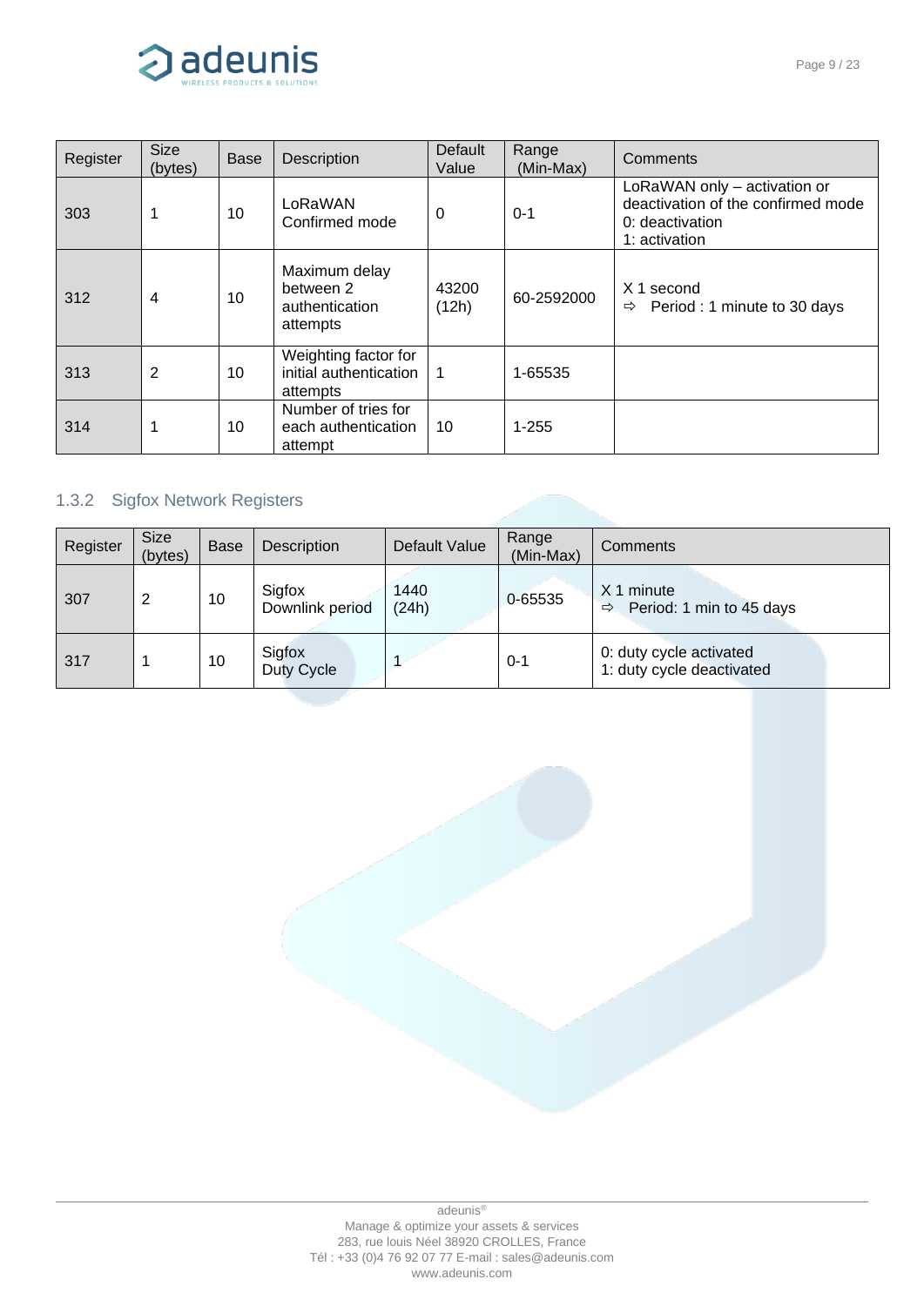| Register | Size (bytes) | Base | Description | Default Value | Range (Min-Max) | Comments |
|---|---|---|---|---|---|---|
| 303 | 1 | 10 | LoRaWAN Confirmed mode | 0 | 0-1 | LoRaWAN only – activation or deactivation of the confirmed mode<br>0: deactivation<br>1: activation |
| 312 | 4 | 10 | Maximum delay between 2 authentication attempts | 43200 (12h) | 60-2592000 | X 1 second<br>⇨ Period : 1 minute to 30 days |
| 313 | 2 | 10 | Weighting factor for initial authentication attempts | 1 | 1-65535 | |
| 314 | 1 | 10 | Number of tries for each authentication attempt | 10 | 1-255 | |

### 1.3.2 Sigfox Network Registers

| Register | Size (bytes) | Base | Description | Default Value | Range (Min-Max) | Comments |
|---|---|---|---|---|---|---|
| 307 | 2 | 10 | Sigfox Downlink period | 1440 (24h) | 0-65535 | X 1 minute<br>⇨ Period: 1 min to 45 days |
| 317 | 1 | 10 | Sigfox Duty Cycle | 1 | 0-1 | 0: duty cycle activated<br>1: duty cycle deactivated |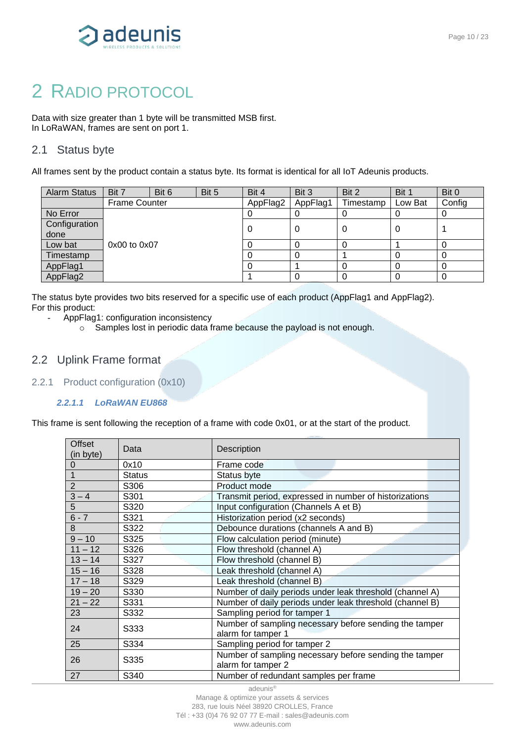# 2 RADIO PROTOCOL

Data with size greater than 1 byte will be transmitted MSB first.
In LoRaWAN, frames are sent on port 1.

## 2.1 Status byte

All frames sent by the product contain a status byte. Its format is identical for all IoT Adeunis products.

| Alarm Status | Bit 7 | Bit 6 | Bit 5 | Bit 4 | Bit 3 | Bit 2 | Bit 1 | Bit 0 |
|---|---|---|---|---|---|---|---|---|
| | Frame Counter | | | AppFlag2 | AppFlag1 | Timestamp | Low Bat | Config |
| No Error | 0x00 to 0x07 | | | 0 | 0 | 0 | 0 | 0 |
| Configuration done | | | | 0 | 0 | 0 | 0 | 1 |
| Low bat | | | | 0 | 0 | 0 | 1 | 0 |
| Timestamp | | | | 0 | 0 | 1 | 0 | 0 |
| AppFlag1 | | | | 0 | 1 | 0 | 0 | 0 |
| AppFlag2 | | | | 1 | 0 | 0 | 0 | 0 |

The status byte provides two bits reserved for a specific use of each product (AppFlag1 and AppFlag2).
For this product:

- AppFlag1: configuration inconsistency
  - Samples lost in periodic data frame because the payload is not enough.

## 2.2 Uplink Frame format

### 2.2.1 Product configuration (0x10)

#### *2.2.1.1 LoRaWAN EU868*

This frame is sent following the reception of a frame with code 0x01, or at the start of the product.

| Offset (in byte) | Data | Description |
|---|---|---|
| 0 | 0x10 | Frame code |
| 1 | Status | Status byte |
| 2 | S306 | Product mode |
| 3 – 4 | S301 | Transmit period, expressed in number of historizations |
| 5 | S320 | Input configuration (Channels A et B) |
| 6 - 7 | S321 | Historization period (x2 seconds) |
| 8 | S322 | Debounce durations (channels A and B) |
| 9 – 10 | S325 | Flow calculation period (minute) |
| 11 – 12 | S326 | Flow threshold (channel A) |
| 13 – 14 | S327 | Flow threshold (channel B) |
| 15 – 16 | S328 | Leak threshold (channel A) |
| 17 – 18 | S329 | Leak threshold (channel B) |
| 19 – 20 | S330 | Number of daily periods under leak threshold (channel A) |
| 21 – 22 | S331 | Number of daily periods under leak threshold (channel B) |
| 23 | S332 | Sampling period for tamper 1 |
| 24 | S333 | Number of sampling necessary before sending the tamper alarm for tamper 1 |
| 25 | S334 | Sampling period for tamper 2 |
| 26 | S335 | Number of sampling necessary before sending the tamper alarm for tamper 2 |
| 27 | S340 | Number of redundant samples per frame |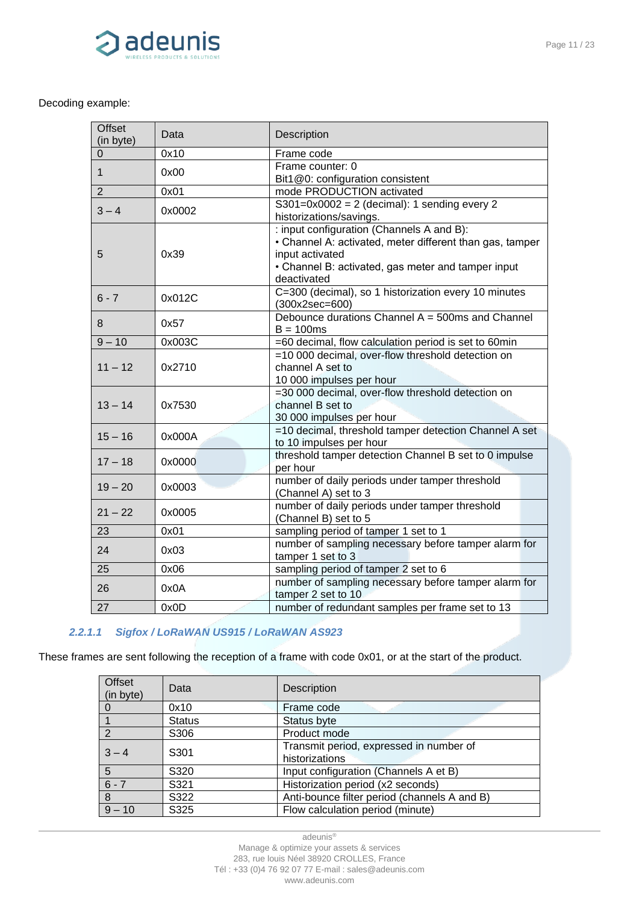Decoding example:

| Offset (in byte) | Data | Description |
|---|---|---|
| 0 | 0x10 | Frame code |
| 1 | 0x00 | Frame counter: 0<br>Bit1@0: configuration consistent |
| 2 | 0x01 | mode PRODUCTION activated |
| 3 – 4 | 0x0002 | S301=0x0002 = 2 (decimal): 1 sending every 2 historizations/savings. |
| 5 | 0x39 | : input configuration (Channels A and B):<br>• Channel A: activated, meter different than gas, tamper input activated<br>• Channel B: activated, gas meter and tamper input deactivated |
| 6 - 7 | 0x012C | C=300 (decimal), so 1 historization every 10 minutes (300x2sec=600) |
| 8 | 0x57 | Debounce durations Channel A = 500ms and Channel B = 100ms |
| 9 – 10 | 0x003C | =60 decimal, flow calculation period is set to 60min |
| 11 – 12 | 0x2710 | =10 000 decimal, over-flow threshold detection on channel A set to 10 000 impulses per hour |
| 13 – 14 | 0x7530 | =30 000 decimal, over-flow threshold detection on channel B set to 30 000 impulses per hour |
| 15 – 16 | 0x000A | =10 decimal, threshold tamper detection Channel A set to 10 impulses per hour |
| 17 – 18 | 0x0000 | threshold tamper detection Channel B set to 0 impulse per hour |
| 19 – 20 | 0x0003 | number of daily periods under tamper threshold (Channel A) set to 3 |
| 21 – 22 | 0x0005 | number of daily periods under tamper threshold (Channel B) set to 5 |
| 23 | 0x01 | sampling period of tamper 1 set to 1 |
| 24 | 0x03 | number of sampling necessary before tamper alarm for tamper 1 set to 3 |
| 25 | 0x06 | sampling period of tamper 2 set to 6 |
| 26 | 0x0A | number of sampling necessary before tamper alarm for tamper 2 set to 10 |
| 27 | 0x0D | number of redundant samples per frame set to 13 |

#### 2.2.1.1 Sigfox / LoRaWAN US915 / LoRaWAN AS923

These frames are sent following the reception of a frame with code 0x01, or at the start of the product.

| Offset (in byte) | Data | Description |
|---|---|---|
| 0 | 0x10 | Frame code |
| 1 | Status | Status byte |
| 2 | S306 | Product mode |
| 3 – 4 | S301 | Transmit period, expressed in number of historizations |
| 5 | S320 | Input configuration (Channels A et B) |
| 6 - 7 | S321 | Historization period (x2 seconds) |
| 8 | S322 | Anti-bounce filter period (channels A and B) |
| 9 – 10 | S325 | Flow calculation period (minute) |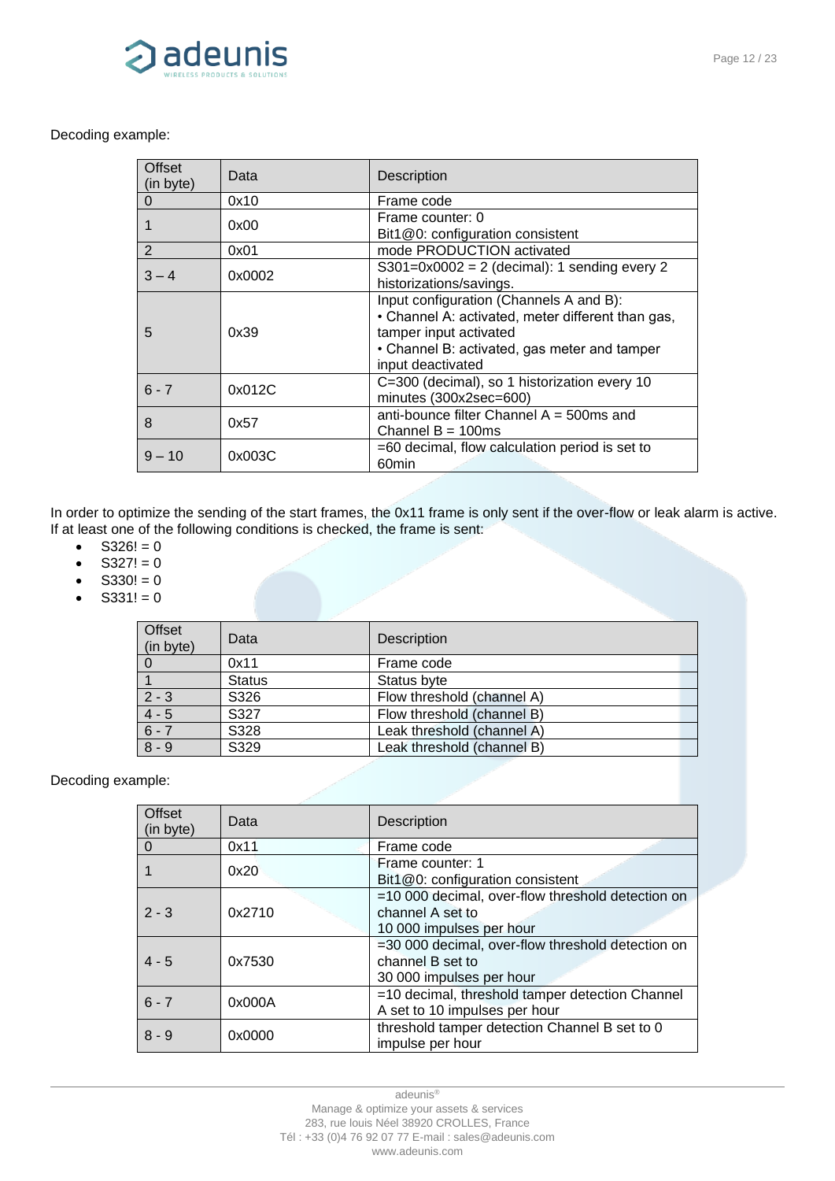Decoding example:

| Offset (in byte) | Data | Description |
|---|---|---|
| 0 | 0x10 | Frame code |
| 1 | 0x00 | Frame counter: 0<br>Bit1@0: configuration consistent |
| 2 | 0x01 | mode PRODUCTION activated |
| 3 – 4 | 0x0002 | S301=0x0002 = 2 (decimal): 1 sending every 2 historizations/savings. |
| 5 | 0x39 | Input configuration (Channels A and B):<br>• Channel A: activated, meter different than gas, tamper input activated<br>• Channel B: activated, gas meter and tamper input deactivated |
| 6 - 7 | 0x012C | C=300 (decimal), so 1 historization every 10 minutes (300x2sec=600) |
| 8 | 0x57 | anti-bounce filter Channel A = 500ms and Channel B = 100ms |
| 9 – 10 | 0x003C | =60 decimal, flow calculation period is set to 60min |

In order to optimize the sending of the start frames, the 0x11 frame is only sent if the over-flow or leak alarm is active. If at least one of the following conditions is checked, the frame is sent:

- S326! = 0
- S327! = 0
- S330! = 0
- S331! = 0

| Offset (in byte) | Data | Description |
|---|---|---|
| 0 | 0x11 | Frame code |
| 1 | Status | Status byte |
| 2 - 3 | S326 | Flow threshold (channel A) |
| 4 - 5 | S327 | Flow threshold (channel B) |
| 6 - 7 | S328 | Leak threshold (channel A) |
| 8 - 9 | S329 | Leak threshold (channel B) |

Decoding example:

| Offset (in byte) | Data | Description |
|---|---|---|
| 0 | 0x11 | Frame code |
| 1 | 0x20 | Frame counter: 1<br>Bit1@0: configuration consistent |
| 2 - 3 | 0x2710 | =10 000 decimal, over-flow threshold detection on channel A set to<br>10 000 impulses per hour |
| 4 - 5 | 0x7530 | =30 000 decimal, over-flow threshold detection on channel B set to<br>30 000 impulses per hour |
| 6 - 7 | 0x000A | =10 decimal, threshold tamper detection Channel A set to 10 impulses per hour |
| 8 - 9 | 0x0000 | threshold tamper detection Channel B set to 0 impulse per hour |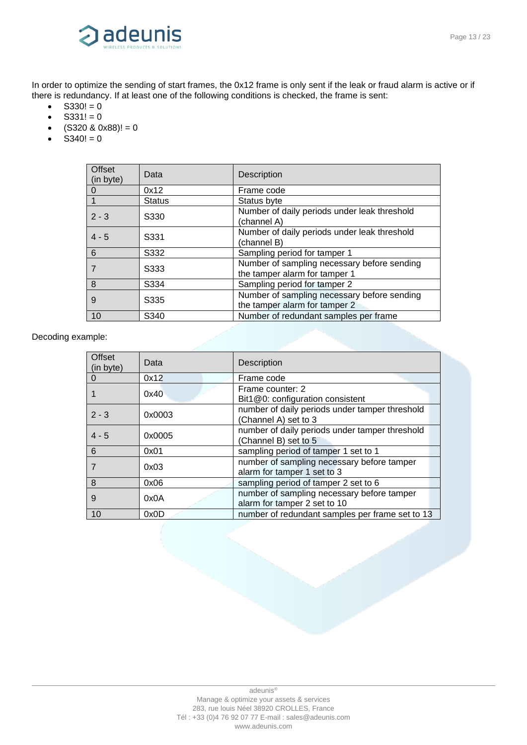In order to optimize the sending of start frames, the 0x12 frame is only sent if the leak or fraud alarm is active or if there is redundancy. If at least one of the following conditions is checked, the frame is sent:

- S330! = 0
- S331! = 0
- (S320 & 0x88)! = 0
- S340! = 0

| Offset (in byte) | Data | Description |
|---|---|---|
| 0 | 0x12 | Frame code |
| 1 | Status | Status byte |
| 2 - 3 | S330 | Number of daily periods under leak threshold (channel A) |
| 4 - 5 | S331 | Number of daily periods under leak threshold (channel B) |
| 6 | S332 | Sampling period for tamper 1 |
| 7 | S333 | Number of sampling necessary before sending the tamper alarm for tamper 1 |
| 8 | S334 | Sampling period for tamper 2 |
| 9 | S335 | Number of sampling necessary before sending the tamper alarm for tamper 2 |
| 10 | S340 | Number of redundant samples per frame |

Decoding example:

| Offset (in byte) | Data | Description |
|---|---|---|
| 0 | 0x12 | Frame code |
| 1 | 0x40 | Frame counter: 2<br>Bit1@0: configuration consistent |
| 2 - 3 | 0x0003 | number of daily periods under tamper threshold (Channel A) set to 3 |
| 4 - 5 | 0x0005 | number of daily periods under tamper threshold (Channel B) set to 5 |
| 6 | 0x01 | sampling period of tamper 1 set to 1 |
| 7 | 0x03 | number of sampling necessary before tamper alarm for tamper 1 set to 3 |
| 8 | 0x06 | sampling period of tamper 2 set to 6 |
| 9 | 0x0A | number of sampling necessary before tamper alarm for tamper 2 set to 10 |
| 10 | 0x0D | number of redundant samples per frame set to 13 |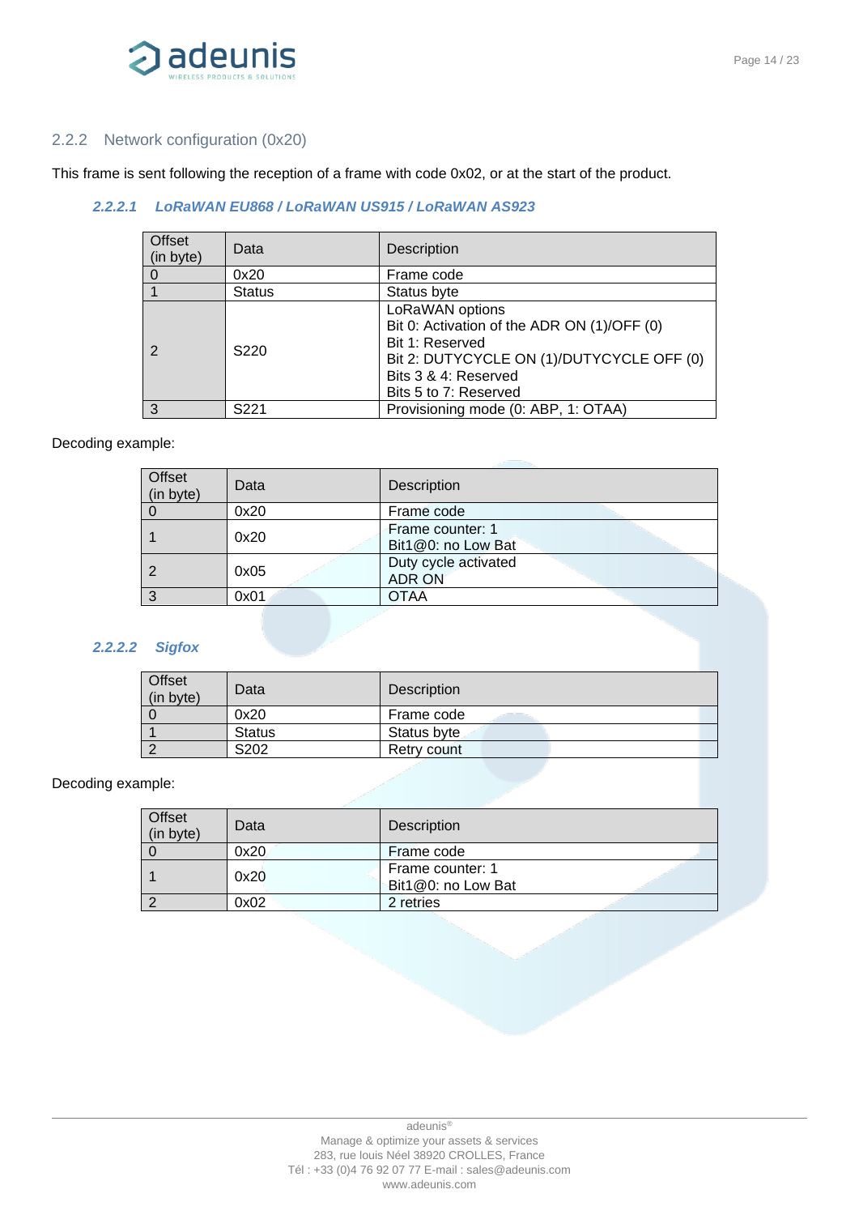### 2.2.2 Network configuration (0x20)

This frame is sent following the reception of a frame with code 0x02, or at the start of the product.

#### *2.2.2.1 LoRaWAN EU868 / LoRaWAN US915 / LoRaWAN AS923*

| Offset (in byte) | Data | Description |
|---|---|---|
| 0 | 0x20 | Frame code |
| 1 | Status | Status byte |
| 2 | S220 | LoRaWAN options<br>Bit 0: Activation of the ADR ON (1)/OFF (0)<br>Bit 1: Reserved<br>Bit 2: DUTYCYCLE ON (1)/DUTYCYCLE OFF (0)<br>Bits 3 & 4: Reserved<br>Bits 5 to 7: Reserved |
| 3 | S221 | Provisioning mode (0: ABP, 1: OTAA) |

Decoding example:

| Offset (in byte) | Data | Description |
|---|---|---|
| 0 | 0x20 | Frame code |
| 1 | 0x20 | Frame counter: 1<br>Bit1@0: no Low Bat |
| 2 | 0x05 | Duty cycle activated<br>ADR ON |
| 3 | 0x01 | OTAA |

#### *2.2.2.2 Sigfox*

| Offset (in byte) | Data | Description |
|---|---|---|
| 0 | 0x20 | Frame code |
| 1 | Status | Status byte |
| 2 | S202 | Retry count |

Decoding example:

| Offset (in byte) | Data | Description |
|---|---|---|
| 0 | 0x20 | Frame code |
| 1 | 0x20 | Frame counter: 1<br>Bit1@0: no Low Bat |
| 2 | 0x02 | 2 retries |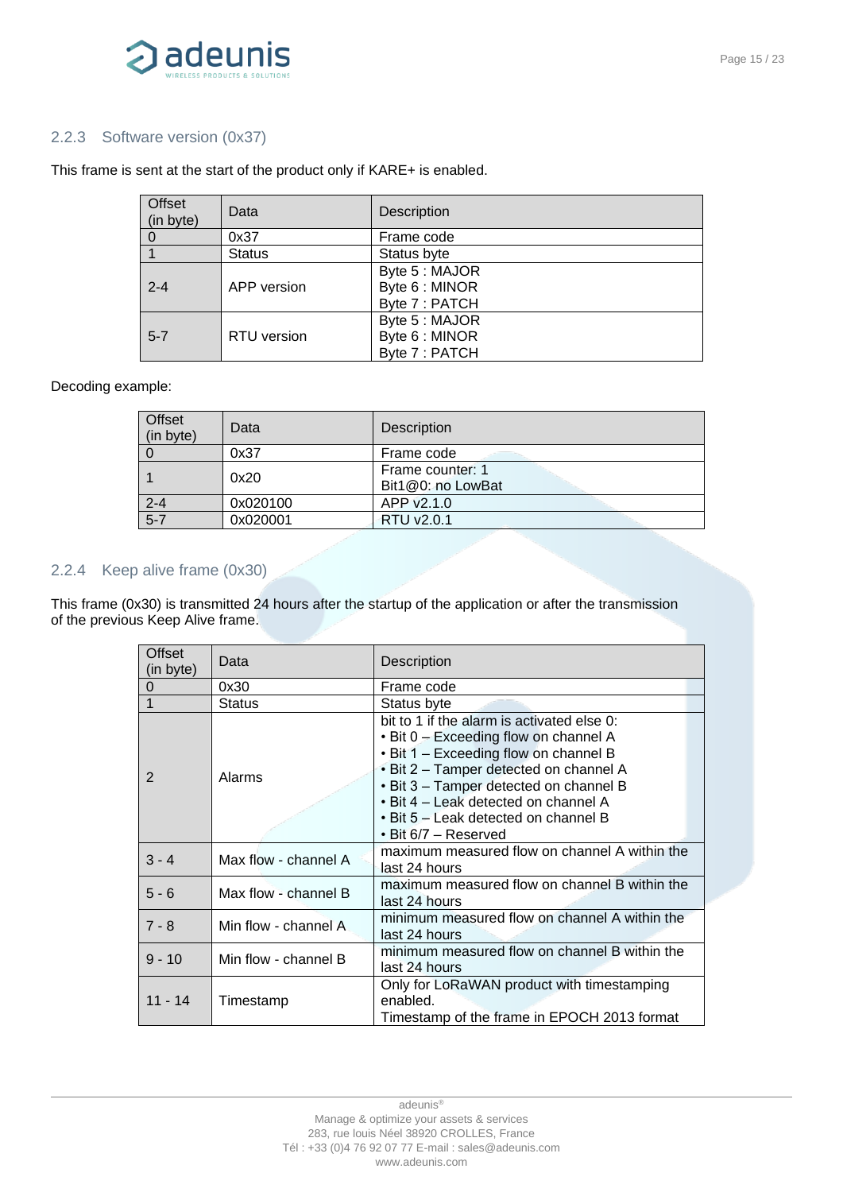### 2.2.3 Software version (0x37)

This frame is sent at the start of the product only if KARE+ is enabled.

| Offset (in byte) | Data | Description |
|---|---|---|
| 0 | 0x37 | Frame code |
| 1 | Status | Status byte |
| 2-4 | APP version | Byte 5 : MAJOR<br>Byte 6 : MINOR<br>Byte 7 : PATCH |
| 5-7 | RTU version | Byte 5 : MAJOR<br>Byte 6 : MINOR<br>Byte 7 : PATCH |

Decoding example:

| Offset (in byte) | Data | Description |
|---|---|---|
| 0 | 0x37 | Frame code |
| 1 | 0x20 | Frame counter: 1<br>Bit1@0: no LowBat |
| 2-4 | 0x020100 | APP v2.1.0 |
| 5-7 | 0x020001 | RTU v2.0.1 |

### 2.2.4 Keep alive frame (0x30)

This frame (0x30) is transmitted 24 hours after the startup of the application or after the transmission of the previous Keep Alive frame.

| Offset (in byte) | Data | Description |
|---|---|---|
| 0 | 0x30 | Frame code |
| 1 | Status | Status byte |
| 2 | Alarms | bit to 1 if the alarm is activated else 0:<br>• Bit 0 – Exceeding flow on channel A<br>• Bit 1 – Exceeding flow on channel B<br>• Bit 2 – Tamper detected on channel A<br>• Bit 3 – Tamper detected on channel B<br>• Bit 4 – Leak detected on channel A<br>• Bit 5 – Leak detected on channel B<br>• Bit 6/7 – Reserved |
| 3 - 4 | Max flow - channel A | maximum measured flow on channel A within the last 24 hours |
| 5 - 6 | Max flow - channel B | maximum measured flow on channel B within the last 24 hours |
| 7 - 8 | Min flow - channel A | minimum measured flow on channel A within the last 24 hours |
| 9 - 10 | Min flow - channel B | minimum measured flow on channel B within the last 24 hours |
| 11 - 14 | Timestamp | Only for LoRaWAN product with timestamping enabled.<br>Timestamp of the frame in EPOCH 2013 format |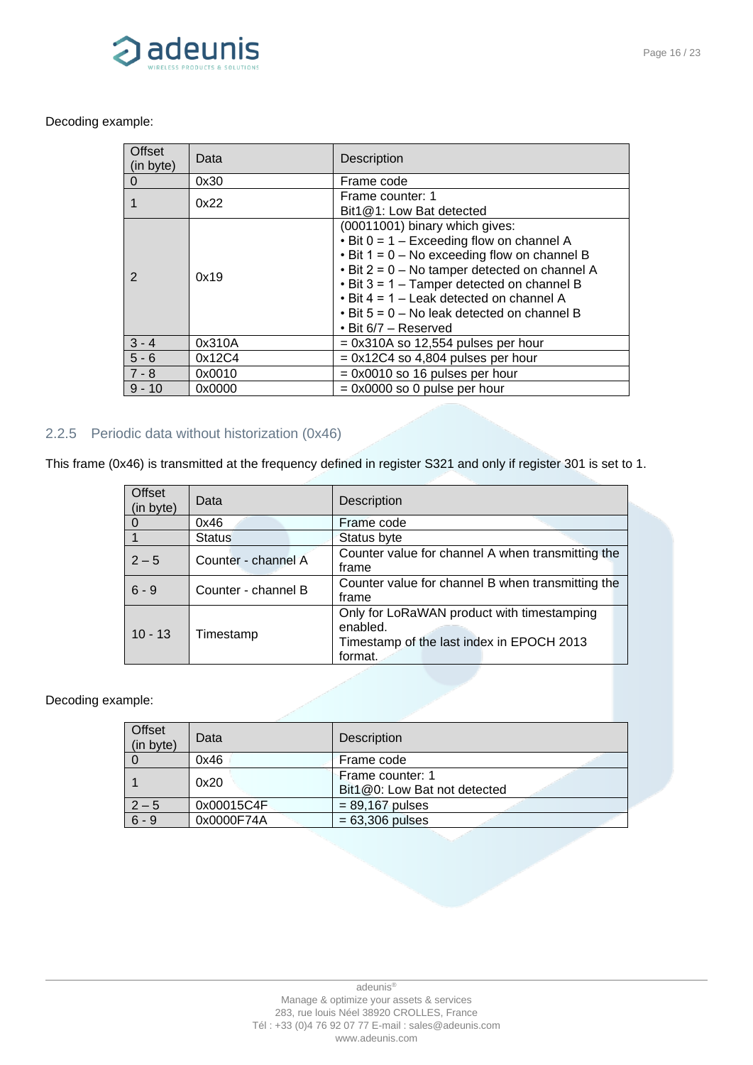Decoding example:

| Offset (in byte) | Data | Description |
|---|---|---|
| 0 | 0x30 | Frame code |
| 1 | 0x22 | Frame counter: 1<br>Bit1@1: Low Bat detected |
| 2 | 0x19 | (00011001) binary which gives:<br>• Bit 0 = 1 – Exceeding flow on channel A<br>• Bit 1 = 0 – No exceeding flow on channel B<br>• Bit 2 = 0 – No tamper detected on channel A<br>• Bit 3 = 1 – Tamper detected on channel B<br>• Bit 4 = 1 – Leak detected on channel A<br>• Bit 5 = 0 – No leak detected on channel B<br>• Bit 6/7 – Reserved |
| 3 - 4 | 0x310A | = 0x310A so 12,554 pulses per hour |
| 5 - 6 | 0x12C4 | = 0x12C4 so 4,804 pulses per hour |
| 7 - 8 | 0x0010 | = 0x0010 so 16 pulses per hour |
| 9 - 10 | 0x0000 | = 0x0000 so 0 pulse per hour |

### 2.2.5 Periodic data without historization (0x46)

This frame (0x46) is transmitted at the frequency defined in register S321 and only if register 301 is set to 1.

| Offset (in byte) | Data | Description |
|---|---|---|
| 0 | 0x46 | Frame code |
| 1 | Status | Status byte |
| 2 – 5 | Counter - channel A | Counter value for channel A when transmitting the frame |
| 6 - 9 | Counter - channel B | Counter value for channel B when transmitting the frame |
| 10 - 13 | Timestamp | Only for LoRaWAN product with timestamping enabled.<br>Timestamp of the last index in EPOCH 2013 format. |

Decoding example:

| Offset (in byte) | Data | Description |
|---|---|---|
| 0 | 0x46 | Frame code |
| 1 | 0x20 | Frame counter: 1<br>Bit1@0: Low Bat not detected |
| 2 – 5 | 0x00015C4F | = 89,167 pulses |
| 6 - 9 | 0x0000F74A | = 63,306 pulses |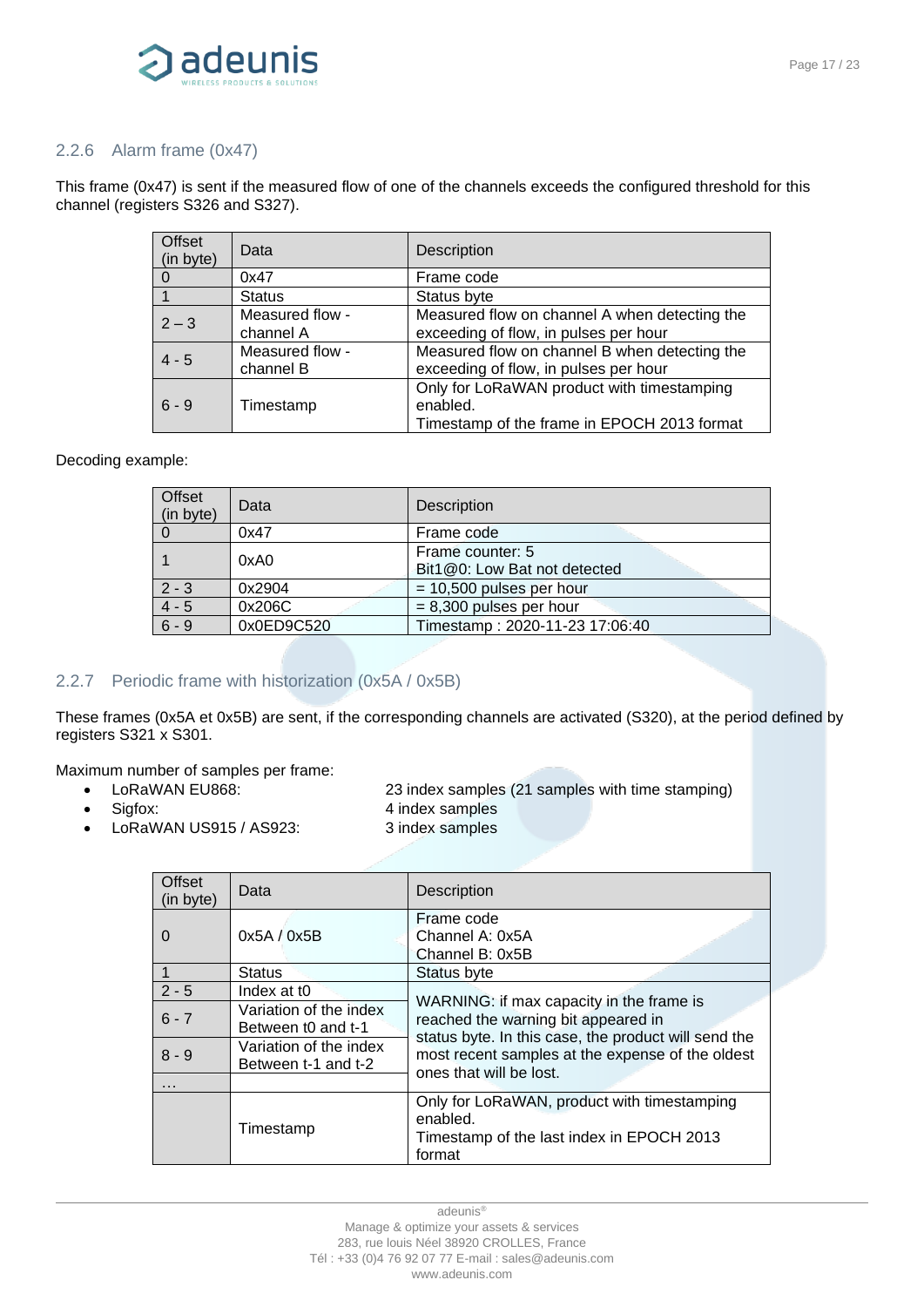### 2.2.6 Alarm frame (0x47)

This frame (0x47) is sent if the measured flow of one of the channels exceeds the configured threshold for this channel (registers S326 and S327).

| Offset (in byte) | Data | Description |
|---|---|---|
| 0 | 0x47 | Frame code |
| 1 | Status | Status byte |
| 2 – 3 | Measured flow - channel A | Measured flow on channel A when detecting the exceeding of flow, in pulses per hour |
| 4 - 5 | Measured flow - channel B | Measured flow on channel B when detecting the exceeding of flow, in pulses per hour |
| 6 - 9 | Timestamp | Only for LoRaWAN product with timestamping enabled.<br>Timestamp of the frame in EPOCH 2013 format |

Decoding example:

| Offset (in byte) | Data | Description |
|---|---|---|
| 0 | 0x47 | Frame code |
| 1 | 0xA0 | Frame counter: 5<br>Bit1@0: Low Bat not detected |
| 2 - 3 | 0x2904 | = 10,500 pulses per hour |
| 4 - 5 | 0x206C | = 8,300 pulses per hour |
| 6 - 9 | 0x0ED9C520 | Timestamp : 2020-11-23 17:06:40 |

### 2.2.7 Periodic frame with historization (0x5A / 0x5B)

These frames (0x5A et 0x5B) are sent, if the corresponding channels are activated (S320), at the period defined by registers S321 x S301.

Maximum number of samples per frame:

- LoRaWAN EU868: 23 index samples (21 samples with time stamping)
- Sigfox: 4 index samples
- LoRaWAN US915 / AS923: 3 index samples

| Offset (in byte) | Data | Description |
|---|---|---|
| 0 | 0x5A / 0x5B | Frame code<br>Channel A: 0x5A<br>Channel B: 0x5B |
| 1 | Status | Status byte |
| 2 - 5 | Index at t0 | WARNING: if max capacity in the frame is reached the warning bit appeared in status byte. In this case, the product will send the most recent samples at the expense of the oldest ones that will be lost. |
| 6 - 7 | Variation of the index Between t0 and t-1 | |
| 8 - 9 | Variation of the index Between t-1 and t-2 | |
| … | | |
| | Timestamp | Only for LoRaWAN, product with timestamping enabled.<br>Timestamp of the last index in EPOCH 2013 format |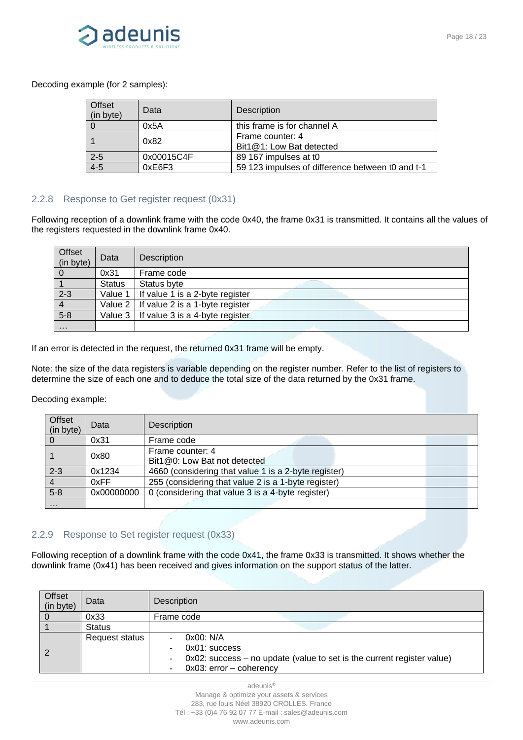Decoding example (for 2 samples):

| Offset (in byte) | Data | Description |
|---|---|---|
| 0 | 0x5A | this frame is for channel A |
| 1 | 0x82 | Frame counter: 4<br>Bit1@1: Low Bat detected |
| 2-5 | 0x00015C4F | 89 167 impulses at t0 |
| 4-5 | 0xE6F3 | 59 123 impulses of difference between t0 and t-1 |

### 2.2.8 Response to Get register request (0x31)

Following reception of a downlink frame with the code 0x40, the frame 0x31 is transmitted. It contains all the values of the registers requested in the downlink frame 0x40.

| Offset (in byte) | Data | Description |
|---|---|---|
| 0 | 0x31 | Frame code |
| 1 | Status | Status byte |
| 2-3 | Value 1 | If value 1 is a 2-byte register |
| 4 | Value 2 | If value 2 is a 1-byte register |
| 5-8 | Value 3 | If value 3 is a 4-byte register |
| … | | |

If an error is detected in the request, the returned 0x31 frame will be empty.

Note: the size of the data registers is variable depending on the register number. Refer to the list of registers to determine the size of each one and to deduce the total size of the data returned by the 0x31 frame.

Decoding example:

| Offset (in byte) | Data | Description |
|---|---|---|
| 0 | 0x31 | Frame code |
| 1 | 0x80 | Frame counter: 4<br>Bit1@0: Low Bat not detected |
| 2-3 | 0x1234 | 4660 (considering that value 1 is a 2-byte register) |
| 4 | 0xFF | 255 (considering that value 2 is a 1-byte register) |
| 5-8 | 0x00000000 | 0 (considering that value 3 is a 4-byte register) |
| … | | |

### 2.2.9 Response to Set register request (0x33)

Following reception of a downlink frame with the code 0x41, the frame 0x33 is transmitted. It shows whether the downlink frame (0x41) has been received and gives information on the support status of the latter.

| Offset (in byte) | Data | Description |
|---|---|---|
| 0 | 0x33 | Frame code |
| 1 | Status | |
| 2 | Request status | - 0x00: N/A<br>- 0x01: success<br>- 0x02: success – no update (value to set is the current register value)<br>- 0x03: error – coherency |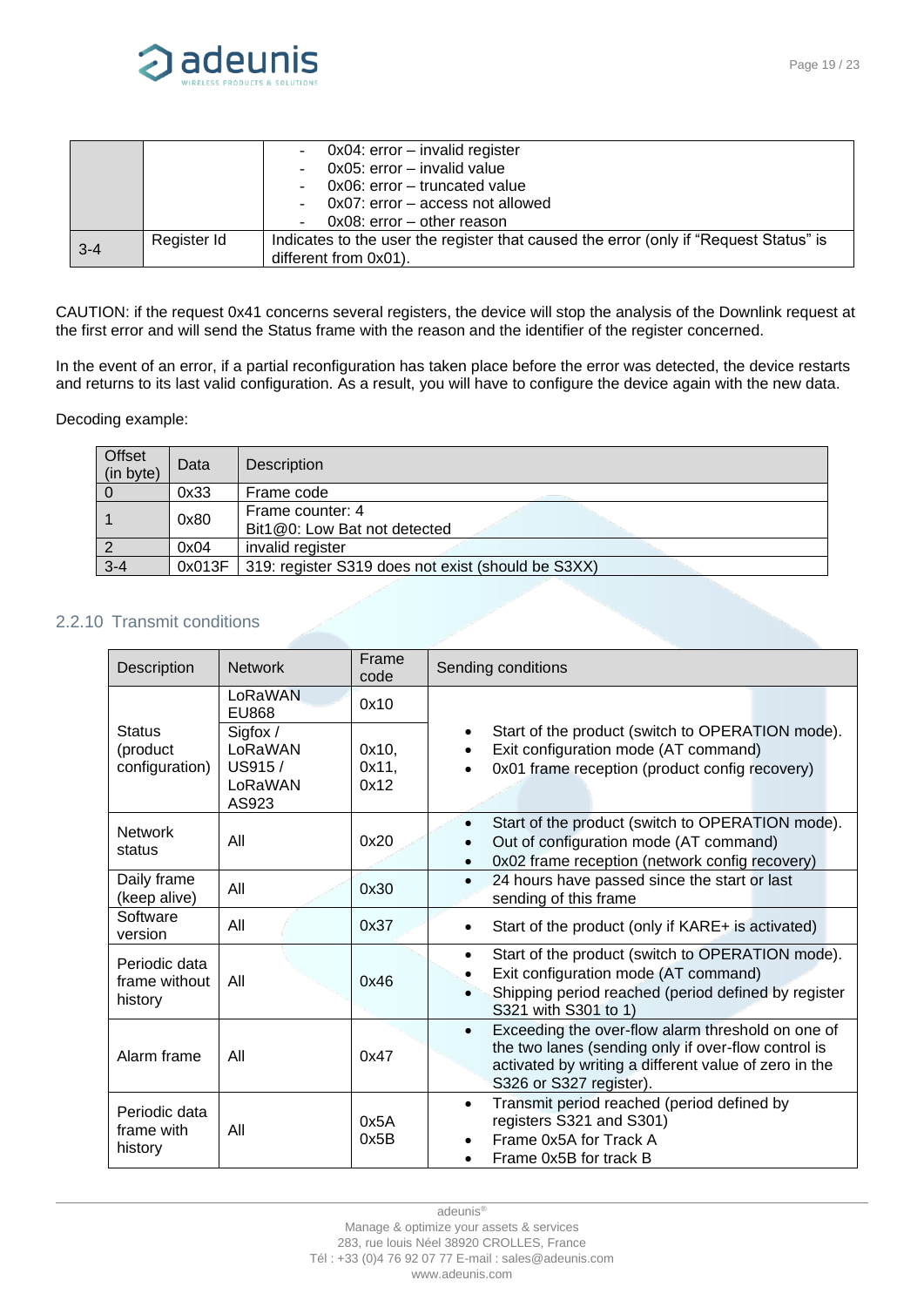| | | - 0x04: error – invalid register<br>- 0x05: error – invalid value<br>- 0x06: error – truncated value<br>- 0x07: error – access not allowed<br>- 0x08: error – other reason |
|---|---|---|
| 3-4 | Register Id | Indicates to the user the register that caused the error (only if "Request Status" is different from 0x01). |

CAUTION: if the request 0x41 concerns several registers, the device will stop the analysis of the Downlink request at the first error and will send the Status frame with the reason and the identifier of the register concerned.

In the event of an error, if a partial reconfiguration has taken place before the error was detected, the device restarts and returns to its last valid configuration. As a result, you will have to configure the device again with the new data.

Decoding example:

| Offset (in byte) | Data | Description |
|---|---|---|
| 0 | 0x33 | Frame code |
| 1 | 0x80 | Frame counter: 4<br>Bit1@0: Low Bat not detected |
| 2 | 0x04 | invalid register |
| 3-4 | 0x013F | 319: register S319 does not exist (should be S3XX) |

### 2.2.10 Transmit conditions

| Description | Network | Frame code | Sending conditions |
|---|---|---|---|
| Status (product configuration) | LoRaWAN EU868 | 0x10 | • Start of the product (switch to OPERATION mode).<br>• Exit configuration mode (AT command)<br>• 0x01 frame reception (product config recovery) |
| | Sigfox / LoRaWAN US915 / LoRaWAN AS923 | 0x10, 0x11, 0x12 | |
| Network status | All | 0x20 | • Start of the product (switch to OPERATION mode).<br>• Out of configuration mode (AT command)<br>• 0x02 frame reception (network config recovery) |
| Daily frame (keep alive) | All | 0x30 | • 24 hours have passed since the start or last sending of this frame |
| Software version | All | 0x37 | • Start of the product (only if KARE+ is activated) |
| Periodic data frame without history | All | 0x46 | • Start of the product (switch to OPERATION mode).<br>• Exit configuration mode (AT command)<br>• Shipping period reached (period defined by register S321 with S301 to 1) |
| Alarm frame | All | 0x47 | • Exceeding the over-flow alarm threshold on one of the two lanes (sending only if over-flow control is activated by writing a different value of zero in the S326 or S327 register). |
| Periodic data frame with history | All | 0x5A<br>0x5B | • Transmit period reached (period defined by registers S321 and S301)<br>• Frame 0x5A for Track A<br>• Frame 0x5B for track B |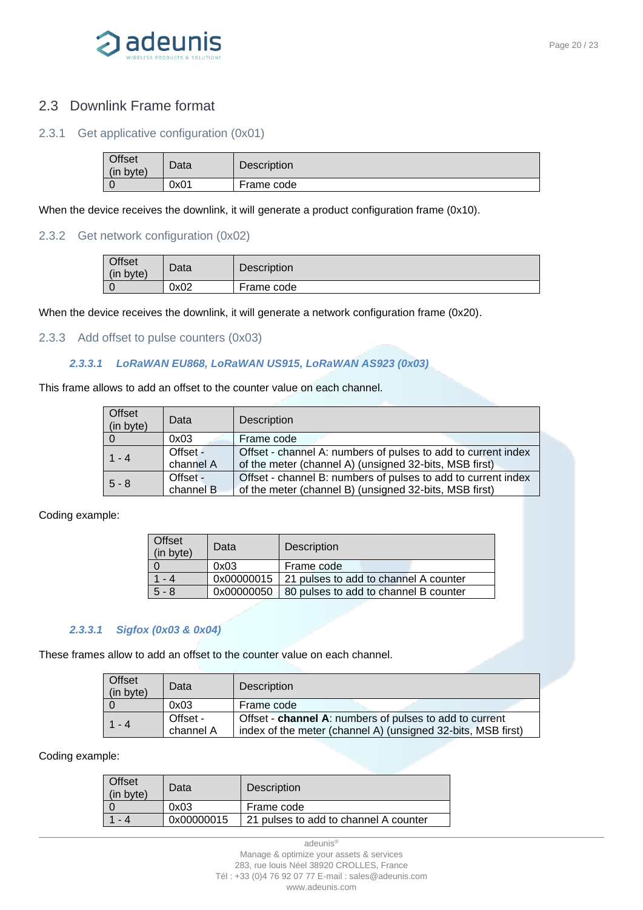## 2.3 Downlink Frame format

### 2.3.1 Get applicative configuration (0x01)

| Offset (in byte) | Data | Description |
|---|---|---|
| 0 | 0x01 | Frame code |

When the device receives the downlink, it will generate a product configuration frame (0x10).

### 2.3.2 Get network configuration (0x02)

| Offset (in byte) | Data | Description |
|---|---|---|
| 0 | 0x02 | Frame code |

When the device receives the downlink, it will generate a network configuration frame (0x20).

### 2.3.3 Add offset to pulse counters (0x03)

#### *2.3.3.1 LoRaWAN EU868, LoRaWAN US915, LoRaWAN AS923 (0x03)*

This frame allows to add an offset to the counter value on each channel.

| Offset (in byte) | Data | Description |
|---|---|---|
| 0 | 0x03 | Frame code |
| 1 - 4 | Offset - channel A | Offset - channel A: numbers of pulses to add to current index of the meter (channel A) (unsigned 32-bits, MSB first) |
| 5 - 8 | Offset - channel B | Offset - channel B: numbers of pulses to add to current index of the meter (channel B) (unsigned 32-bits, MSB first) |

Coding example:

| Offset (in byte) | Data | Description |
|---|---|---|
| 0 | 0x03 | Frame code |
| 1 - 4 | 0x00000015 | 21 pulses to add to channel A counter |
| 5 - 8 | 0x00000050 | 80 pulses to add to channel B counter |

#### *2.3.3.1 Sigfox (0x03 & 0x04)*

These frames allow to add an offset to the counter value on each channel.

| Offset (in byte) | Data | Description |
|---|---|---|
| 0 | 0x03 | Frame code |
| 1 - 4 | Offset - channel A | Offset - **channel A**: numbers of pulses to add to current index of the meter (channel A) (unsigned 32-bits, MSB first) |

Coding example:

| Offset (in byte) | Data | Description |
|---|---|---|
| 0 | 0x03 | Frame code |
| 1 - 4 | 0x00000015 | 21 pulses to add to channel A counter |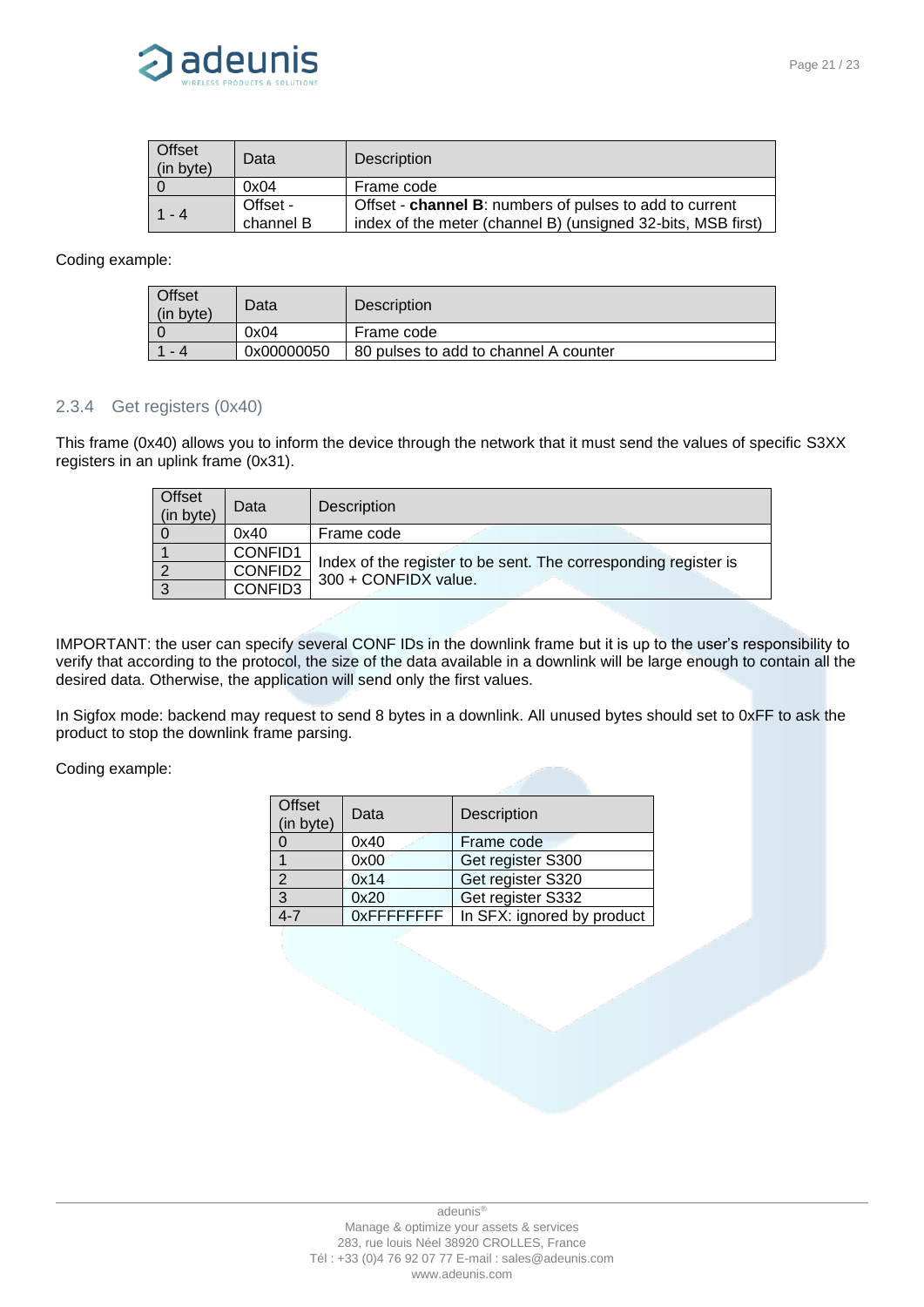| Offset (in byte) | Data | Description |
|---|---|---|
| 0 | 0x04 | Frame code |
| 1 - 4 | Offset - channel B | Offset - **channel B**: numbers of pulses to add to current index of the meter (channel B) (unsigned 32-bits, MSB first) |

Coding example:

| Offset (in byte) | Data | Description |
|---|---|---|
| 0 | 0x04 | Frame code |
| 1 - 4 | 0x00000050 | 80 pulses to add to channel A counter |

### 2.3.4 Get registers (0x40)

This frame (0x40) allows you to inform the device through the network that it must send the values of specific S3XX registers in an uplink frame (0x31).

| Offset (in byte) | Data | Description |
|---|---|---|
| 0 | 0x40 | Frame code |
| 1 | CONFID1 | Index of the register to be sent. The corresponding register is 300 + CONFIDX value. |
| 2 | CONFID2 | |
| 3 | CONFID3 | |

IMPORTANT: the user can specify several CONF IDs in the downlink frame but it is up to the user's responsibility to verify that according to the protocol, the size of the data available in a downlink will be large enough to contain all the desired data. Otherwise, the application will send only the first values.

In Sigfox mode: backend may request to send 8 bytes in a downlink. All unused bytes should set to 0xFF to ask the product to stop the downlink frame parsing.

Coding example:

| Offset (in byte) | Data | Description |
|---|---|---|
| 0 | 0x40 | Frame code |
| 1 | 0x00 | Get register S300 |
| 2 | 0x14 | Get register S320 |
| 3 | 0x20 | Get register S332 |
| 4-7 | 0xFFFFFFFF | In SFX: ignored by product |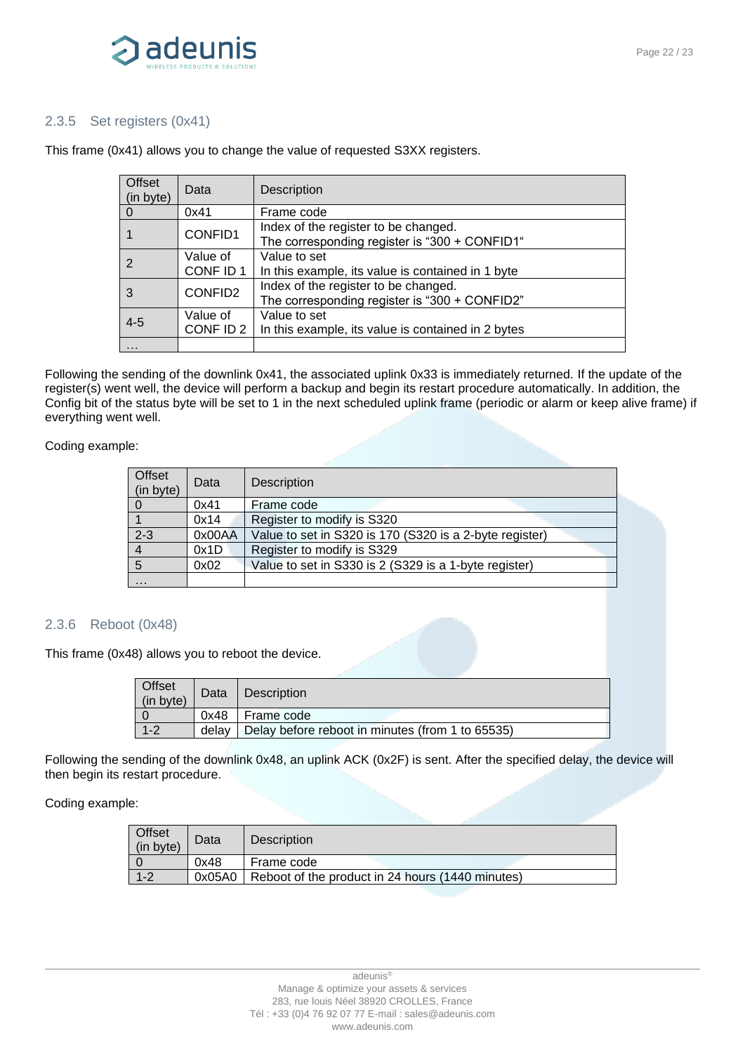### 2.3.5 Set registers (0x41)

This frame (0x41) allows you to change the value of requested S3XX registers.

| Offset (in byte) | Data | Description |
|---|---|---|
| 0 | 0x41 | Frame code |
| 1 | CONFID1 | Index of the register to be changed.<br>The corresponding register is "300 + CONFID1" |
| 2 | Value of CONF ID 1 | Value to set<br>In this example, its value is contained in 1 byte |
| 3 | CONFID2 | Index of the register to be changed.<br>The corresponding register is "300 + CONFID2" |
| 4-5 | Value of CONF ID 2 | Value to set<br>In this example, its value is contained in 2 bytes |
| … | | |

Following the sending of the downlink 0x41, the associated uplink 0x33 is immediately returned. If the update of the register(s) went well, the device will perform a backup and begin its restart procedure automatically. In addition, the Config bit of the status byte will be set to 1 in the next scheduled uplink frame (periodic or alarm or keep alive frame) if everything went well.

Coding example:

| Offset (in byte) | Data | Description |
|---|---|---|
| 0 | 0x41 | Frame code |
| 1 | 0x14 | Register to modify is S320 |
| 2-3 | 0x00AA | Value to set in S320 is 170 (S320 is a 2-byte register) |
| 4 | 0x1D | Register to modify is S329 |
| 5 | 0x02 | Value to set in S330 is 2 (S329 is a 1-byte register) |
| … | | |

### 2.3.6 Reboot (0x48)

This frame (0x48) allows you to reboot the device.

| Offset (in byte) | Data | Description |
|---|---|---|
| 0 | 0x48 | Frame code |
| 1-2 | delay | Delay before reboot in minutes (from 1 to 65535) |

Following the sending of the downlink 0x48, an uplink ACK (0x2F) is sent. After the specified delay, the device will then begin its restart procedure.

Coding example:

| Offset (in byte) | Data | Description |
|---|---|---|
| 0 | 0x48 | Frame code |
| 1-2 | 0x05A0 | Reboot of the product in 24 hours (1440 minutes) |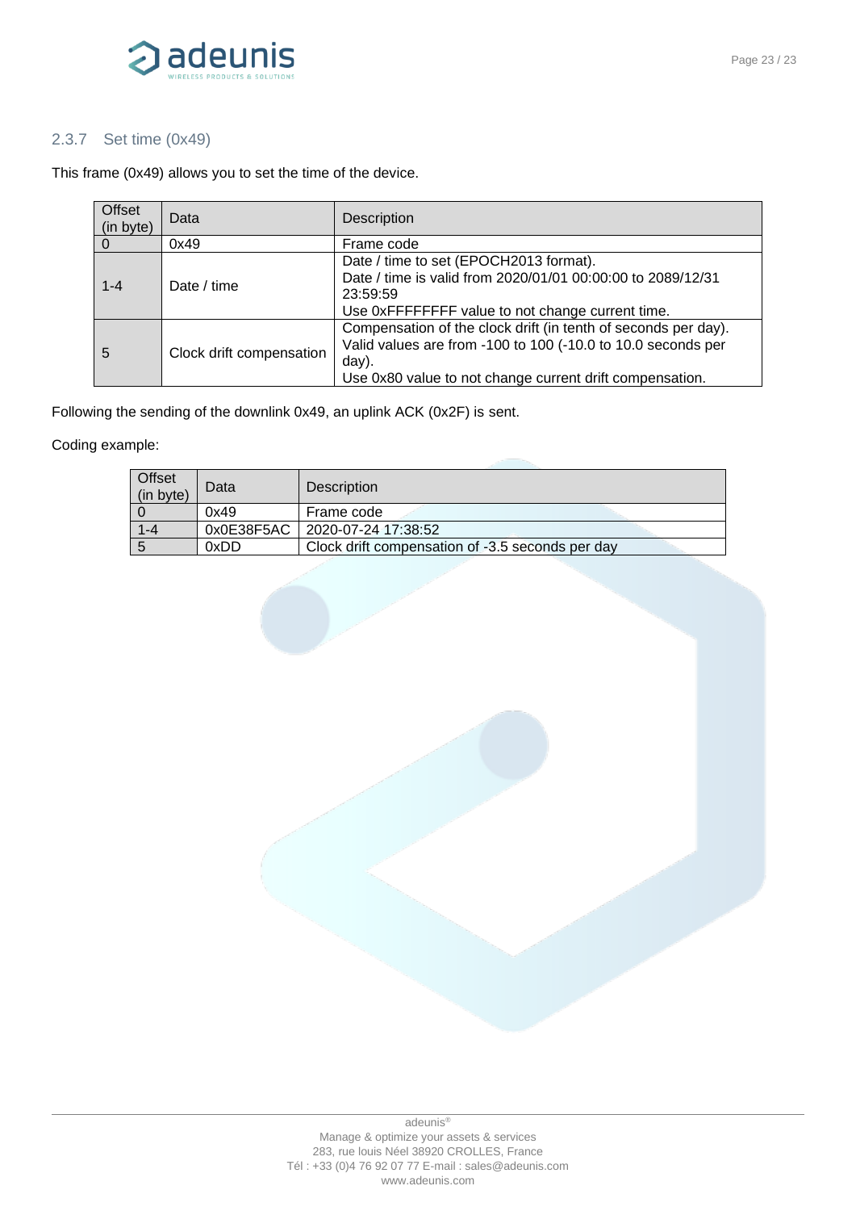### 2.3.7 Set time (0x49)

This frame (0x49) allows you to set the time of the device.

| Offset (in byte) | Data | Description |
|---|---|---|
| 0 | 0x49 | Frame code |
| 1-4 | Date / time | Date / time to set (EPOCH2013 format).<br>Date / time is valid from 2020/01/01 00:00:00 to 2089/12/31 23:59:59<br>Use 0xFFFFFFFF value to not change current time. |
| 5 | Clock drift compensation | Compensation of the clock drift (in tenth of seconds per day).<br>Valid values are from -100 to 100 (-10.0 to 10.0 seconds per day).<br>Use 0x80 value to not change current drift compensation. |

Following the sending of the downlink 0x49, an uplink ACK (0x2F) is sent.

Coding example:

| Offset (in byte) | Data | Description |
|---|---|---|
| 0 | 0x49 | Frame code |
| 1-4 | 0x0E38F5AC | 2020-07-24 17:38:52 |
| 5 | 0xDD | Clock drift compensation of -3.5 seconds per day |